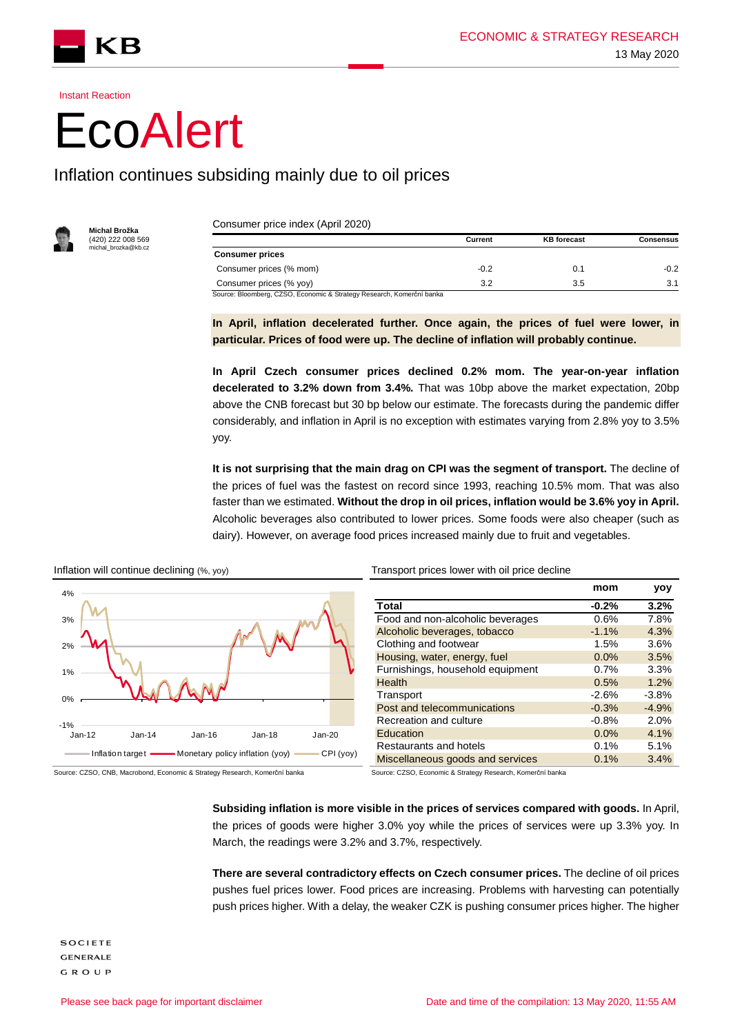ECONOMIC & STRATEGY RESEARCH

13 May 2020

Instant Reaction

# EcoAlert

## Inflation continues subsiding mainly due to oil prices

**Michal Brožka**
(420) 222 008 569
michal_brozka@kb.cz

Consumer price index (April 2020)

| | Current | KB forecast | Consensus |
|---|---|---|---|
| **Consumer prices** | | | |
| Consumer prices (% mom) | -0.2 | 0.1 | -0.2 |
| Consumer prices (% yoy) | 3.2 | 3.5 | 3.1 |

Source: Bloomberg, CZSO, Economic & Strategy Research, Komerční banka

**In April, inflation decelerated further. Once again, the prices of fuel were lower, in particular. Prices of food were up. The decline of inflation will probably continue.**

**In April Czech consumer prices declined 0.2% mom. The year-on-year inflation decelerated to 3.2% down from 3.4%.** That was 10bp above the market expectation, 20bp above the CNB forecast but 30 bp below our estimate. The forecasts during the pandemic differ considerably, and inflation in April is no exception with estimates varying from 2.8% yoy to 3.5% yoy.

**It is not surprising that the main drag on CPI was the segment of transport.** The decline of the prices of fuel was the fastest on record since 1993, reaching 10.5% mom. That was also faster than we estimated. **Without the drop in oil prices, inflation would be 3.6% yoy in April.** Alcoholic beverages also contributed to lower prices. Some foods were also cheaper (such as dairy). However, on average food prices increased mainly due to fruit and vegetables.

Inflation will continue declining (%, yoy)

Source: CZSO, CNB, Macrobond, Economic & Strategy Research, Komerční banka

Transport prices lower with oil price decline

| | mom | yoy |
|---|---|---|
| **Total** | **-0.2%** | **3.2%** |
| Food and non-alcoholic beverages | 0.6% | 7.8% |
| Alcoholic beverages, tobacco | -1.1% | 4.3% |
| Clothing and footwear | 1.5% | 3.6% |
| Housing, water, energy, fuel | 0.0% | 3.5% |
| Furnishings, household equipment | 0.7% | 3.3% |
| Health | 0.5% | 1.2% |
| Transport | -2.6% | -3.8% |
| Post and telecommunications | -0.3% | -4.9% |
| Recreation and culture | -0.8% | 2.0% |
| Education | 0.0% | 4.1% |
| Restaurants and hotels | 0.1% | 5.1% |
| Miscellaneous goods and services | 0.1% | 3.4% |

Source: CZSO, Economic & Strategy Research, Komerční banka

**Subsiding inflation is more visible in the prices of services compared with goods.** In April, the prices of goods were higher 3.0% yoy while the prices of services were up 3.3% yoy. In March, the readings were 3.2% and 3.7%, respectively.

**There are several contradictory effects on Czech consumer prices.** The decline of oil prices pushes fuel prices lower. Food prices are increasing. Problems with harvesting can potentially push prices higher. With a delay, the weaker CZK is pushing consumer prices higher. The higher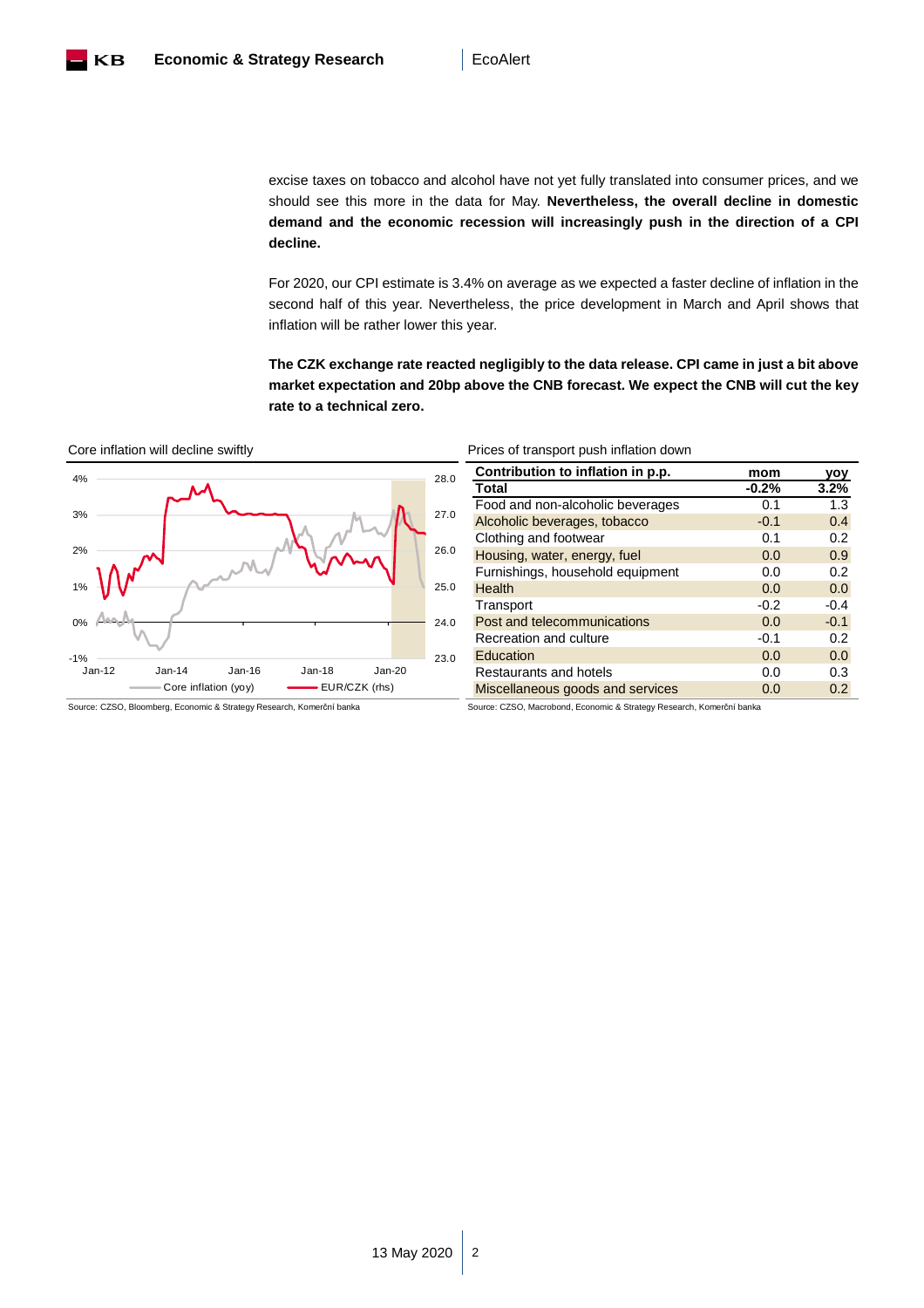excise taxes on tobacco and alcohol have not yet fully translated into consumer prices, and we should see this more in the data for May. **Nevertheless, the overall decline in domestic demand and the economic recession will increasingly push in the direction of a CPI decline.**

For 2020, our CPI estimate is 3.4% on average as we expected a faster decline of inflation in the second half of this year. Nevertheless, the price development in March and April shows that inflation will be rather lower this year.

**The CZK exchange rate reacted negligibly to the data release. CPI came in just a bit above market expectation and 20bp above the CNB forecast. We expect the CNB will cut the key rate to a technical zero.**

Core inflation will decline swiftly

Source: CZSO, Bloomberg, Economic & Strategy Research, Komerční banka

Prices of transport push inflation down

| Contribution to inflation in p.p. | mom | yoy |
|---|---|---|
| **Total** | **-0.2%** | **3.2%** |
| Food and non-alcoholic beverages | 0.1 | 1.3 |
| Alcoholic beverages, tobacco | -0.1 | 0.4 |
| Clothing and footwear | 0.1 | 0.2 |
| Housing, water, energy, fuel | 0.0 | 0.9 |
| Furnishings, household equipment | 0.0 | 0.2 |
| Health | 0.0 | 0.0 |
| Transport | -0.2 | -0.4 |
| Post and telecommunications | 0.0 | -0.1 |
| Recreation and culture | -0.1 | 0.2 |
| Education | 0.0 | 0.0 |
| Restaurants and hotels | 0.0 | 0.3 |
| Miscellaneous goods and services | 0.0 | 0.2 |

Source: CZSO, Macrobond, Economic & Strategy Research, Komerční banka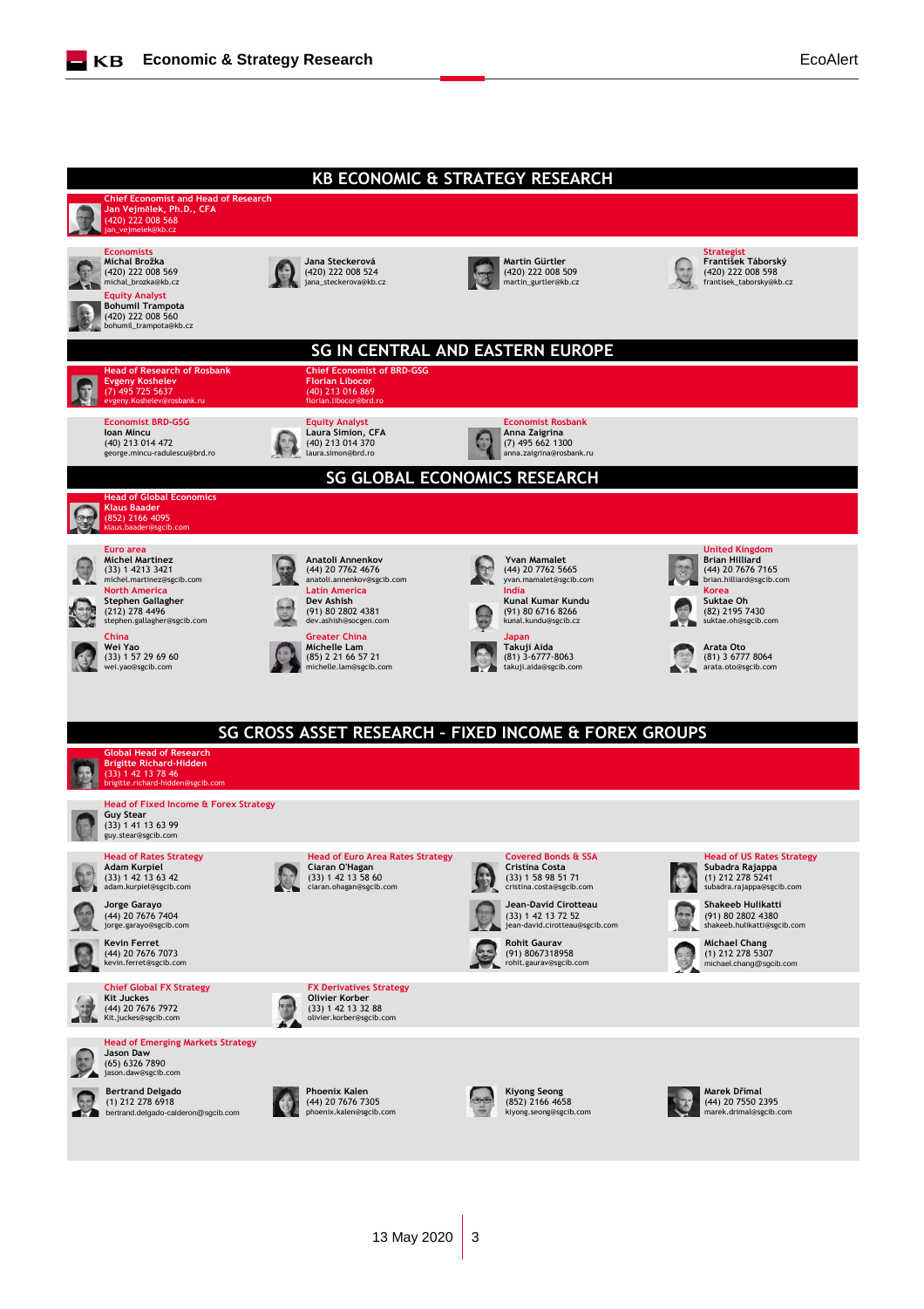## KB ECONOMIC & STRATEGY RESEARCH

**Chief Economist and Head of Research**
**Jan Vejmělek, Ph.D., CFA**
(420) 222 008 568
jan_vejmelek@kb.cz

**Economists**
**Michal Brožka**
(420) 222 008 569
michal_brozka@kb.cz

**Jana Steckerová**
(420) 222 008 524
jana_steckerova@kb.cz

**Martin Gürtler**
(420) 222 008 509
martin_gurtler@kb.cz

**Strategist**
**František Táborský**
(420) 222 008 598
frantisek_taborsky@kb.cz

**Equity Analyst**
**Bohumil Trampota**
(420) 222 008 560
bohumil_trampota@kb.cz

## SG IN CENTRAL AND EASTERN EUROPE

**Head of Research of Rosbank**
**Evgeny Koshelev**
(7) 495 725 5637
evgeny.Koshelev@rosbank.ru

**Chief Economist of BRD-GSG**
**Florian Libocor**
(40) 213 016 869
florian.libocor@brd.ro

**Economist BRD-GSG**
**Ioan Mincu**
(40) 213 014 472
george.mincu-radulescu@brd.ro

**Equity Analyst**
**Laura Simion, CFA**
(40) 213 014 370
laura.simon@brd.ro

**Economist Rosbank**
**Anna Zaigrina**
(7) 495 662 1300
anna.zaigrina@rosbank.ru

## SG GLOBAL ECONOMICS RESEARCH

**Head of Global Economics**
**Klaus Baader**
(852) 2166 4095
klaus.baader@sgcib.com

**Euro area**
**Michel Martinez**
(33) 1 4213 3421
michel.martinez@sgcib.com

**Anatoli Annenkov**
(44) 20 7762 4676
anatoli.annenkov@sgcib.com

**Yvan Mamalet**
(44) 20 7762 5665
yvan.mamalet@sgcib.com

**United Kingdom**
**Brian Hilliard**
(44) 20 7676 7165
brian.hilliard@sgcib.com

**North America**
**Stephen Gallagher**
(212) 278 4496
stephen.gallagher@sgcib.com

**Latin America**
**Dev Ashish**
(91) 80 2802 4381
dev.ashish@socgen.com

**India**
**Kunal Kumar Kundu**
(91) 80 6716 8266
kunal.kundu@sgcib.cz

**Korea**
**Suktae Oh**
(82) 2195 7430
suktae.oh@sgcib.com

**China**
**Wei Yao**
(33) 1 57 29 69 60
wei.yao@sgcib.com

**Greater China**
**Michelle Lam**
(85) 2 21 66 57 21
michelle.lam@sgcib.com

**Japan**
**Takuji Aida**
(81) 3-6777-8063
takuji.aida@sgcib.com

**Arata Oto**
(81) 3 6777 8064
arata.oto@sgcib.com

## SG CROSS ASSET RESEARCH – FIXED INCOME & FOREX GROUPS

**Global Head of Research**
**Brigitte Richard-Hidden**
(33) 1 42 13 78 46
brigitte.richard-hidden@sgcib.com

**Head of Fixed Income & Forex Strategy**
**Guy Stear**
(33) 1 41 13 63 99
guy.stear@sgcib.com

**Head of Rates Strategy**
**Adam Kurpiel**
(33) 1 42 13 63 42
adam.kurpiel@sgcib.com

**Head of Euro Area Rates Strategy**
**Ciaran O'Hagan**
(33) 1 42 13 58 60
ciaran.ohagan@sgcib.com

**Covered Bonds & SSA**
**Cristina Costa**
(33) 1 58 98 51 71
cristina.costa@sgcib.com

**Head of US Rates Strategy**
**Subadra Rajappa**
(1) 212 278 5241
subadra.rajappa@sgcib.com

**Jorge Garayo**
(44) 20 7676 7404
jorge.garayo@sgcib.com

**Jean-David Cirotteau**
(33) 1 42 13 72 52
jean-david.cirotteau@sgcib.com

**Shakeeb Hulikatti**
(91) 80 2802 4380
shakeeb.hulikatti@sgcib.com

**Kevin Ferret**
(44) 20 7676 7073
kevin.ferret@sgcib.com

**Rohit Gaurav**
(91) 8067318958
rohit.gaurav@sgcib.com

**Michael Chang**
(1) 212 278 5307
michael.chang@sgcib.com

**Chief Global FX Strategy**
**Kit Juckes**
(44) 20 7676 7972
Kit.juckes@sgcib.com

**FX Derivatives Strategy**
**Olivier Korber**
(33) 1 42 13 32 88
olivier.korber@sgcib.com

**Head of Emerging Markets Strategy**
**Jason Daw**
(65) 6326 7890
jason.daw@sgcib.com

**Bertrand Delgado**
(1) 212 278 6918
bertrand.delgado-calderon@sgcib.com

**Phoenix Kalen**
(44) 20 7676 7305
phoenix.kalen@sgcib.com

**Kiyong Seong**
(852) 2166 4658
kiyong.seong@sgcib.com

**Marek Dřimal**
(44) 20 7550 2395
marek.drimal@sgcib.com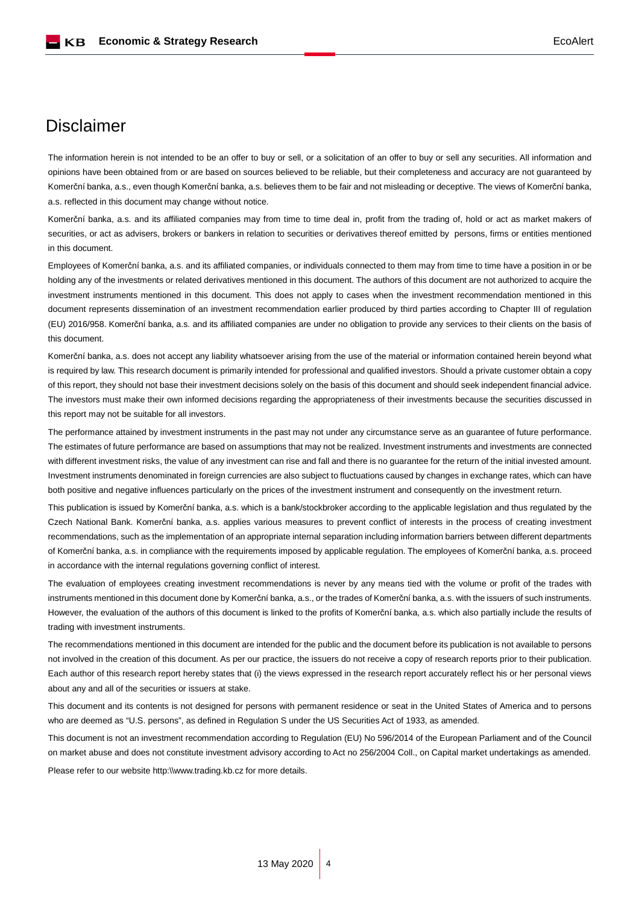# Disclaimer

The information herein is not intended to be an offer to buy or sell, or a solicitation of an offer to buy or sell any securities. All information and opinions have been obtained from or are based on sources believed to be reliable, but their completeness and accuracy are not guaranteed by Komerční banka, a.s., even though Komerční banka, a.s. believes them to be fair and not misleading or deceptive. The views of Komerční banka, a.s. reflected in this document may change without notice.

Komerční banka, a.s. and its affiliated companies may from time to time deal in, profit from the trading of, hold or act as market makers of securities, or act as advisers, brokers or bankers in relation to securities or derivatives thereof emitted by persons, firms or entities mentioned in this document.

Employees of Komerční banka, a.s. and its affiliated companies, or individuals connected to them may from time to time have a position in or be holding any of the investments or related derivatives mentioned in this document. The authors of this document are not authorized to acquire the investment instruments mentioned in this document. This does not apply to cases when the investment recommendation mentioned in this document represents dissemination of an investment recommendation earlier produced by third parties according to Chapter III of regulation (EU) 2016/958. Komerční banka, a.s. and its affiliated companies are under no obligation to provide any services to their clients on the basis of this document.

Komerční banka, a.s. does not accept any liability whatsoever arising from the use of the material or information contained herein beyond what is required by law. This research document is primarily intended for professional and qualified investors. Should a private customer obtain a copy of this report, they should not base their investment decisions solely on the basis of this document and should seek independent financial advice. The investors must make their own informed decisions regarding the appropriateness of their investments because the securities discussed in this report may not be suitable for all investors.

The performance attained by investment instruments in the past may not under any circumstance serve as an guarantee of future performance. The estimates of future performance are based on assumptions that may not be realized. Investment instruments and investments are connected with different investment risks, the value of any investment can rise and fall and there is no guarantee for the return of the initial invested amount. Investment instruments denominated in foreign currencies are also subject to fluctuations caused by changes in exchange rates, which can have both positive and negative influences particularly on the prices of the investment instrument and consequently on the investment return.

This publication is issued by Komerční banka, a.s. which is a bank/stockbroker according to the applicable legislation and thus regulated by the Czech National Bank. Komerční banka, a.s. applies various measures to prevent conflict of interests in the process of creating investment recommendations, such as the implementation of an appropriate internal separation including information barriers between different departments of Komerční banka, a.s. in compliance with the requirements imposed by applicable regulation. The employees of Komerční banka, a.s. proceed in accordance with the internal regulations governing conflict of interest.

The evaluation of employees creating investment recommendations is never by any means tied with the volume or profit of the trades with instruments mentioned in this document done by Komerční banka, a.s., or the trades of Komerční banka, a.s. with the issuers of such instruments. However, the evaluation of the authors of this document is linked to the profits of Komerční banka, a.s. which also partially include the results of trading with investment instruments.

The recommendations mentioned in this document are intended for the public and the document before its publication is not available to persons not involved in the creation of this document. As per our practice, the issuers do not receive a copy of research reports prior to their publication. Each author of this research report hereby states that (i) the views expressed in the research report accurately reflect his or her personal views about any and all of the securities or issuers at stake.

This document and its contents is not designed for persons with permanent residence or seat in the United States of America and to persons who are deemed as "U.S. persons", as defined in Regulation S under the US Securities Act of 1933, as amended.

This document is not an investment recommendation according to Regulation (EU) No 596/2014 of the European Parliament and of the Council on market abuse and does not constitute investment advisory according to Act no 256/2004 Coll., on Capital market undertakings as amended.

Please refer to our website http:\\www.trading.kb.cz for more details.